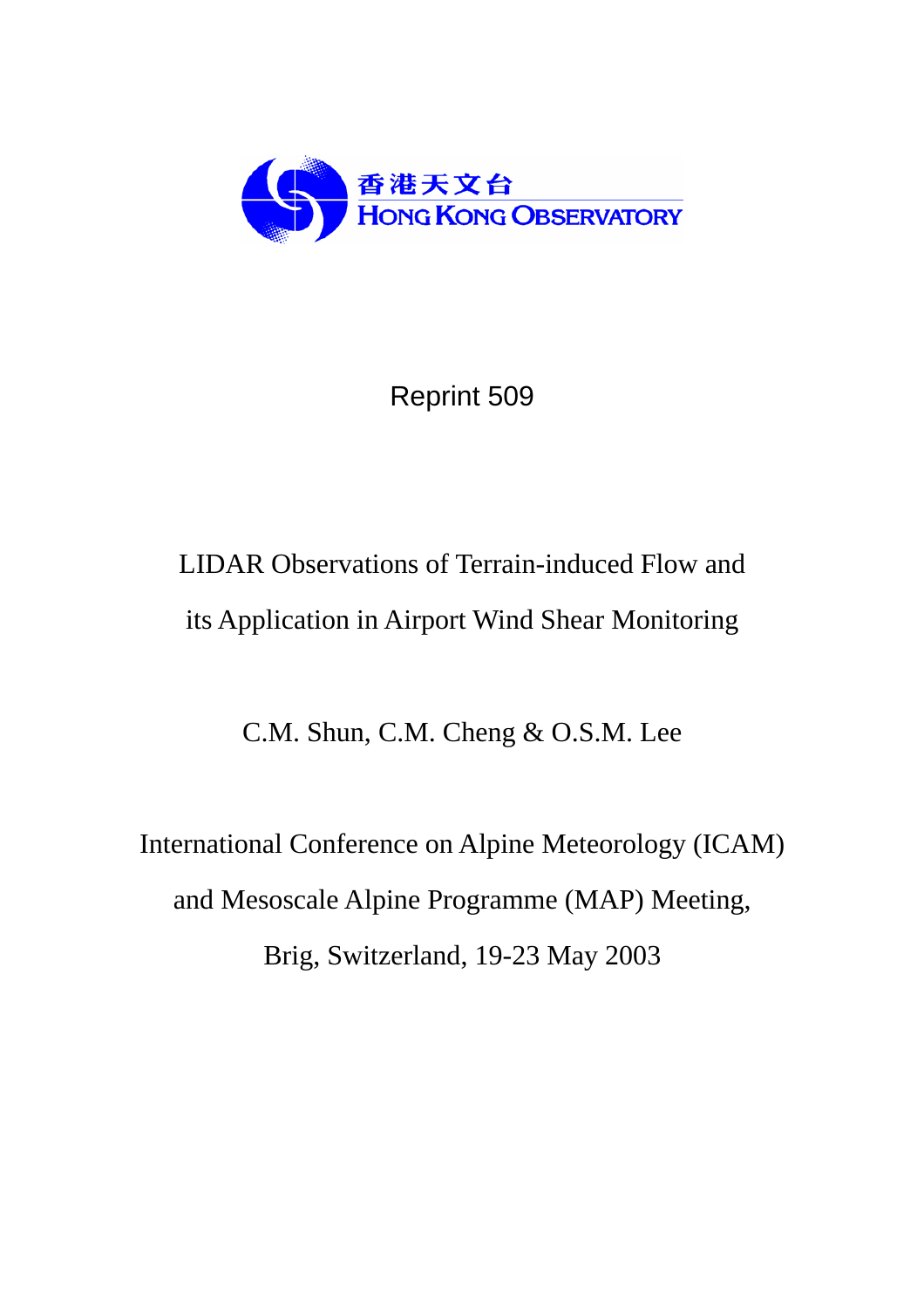香港天文台
HONG KONG OBSERVATORY

Reprint 509

# LIDAR Observations of Terrain-induced Flow and its Application in Airport Wind Shear Monitoring

C.M. Shun, C.M. Cheng & O.S.M. Lee

International Conference on Alpine Meteorology (ICAM) and Mesoscale Alpine Programme (MAP) Meeting, Brig, Switzerland, 19-23 May 2003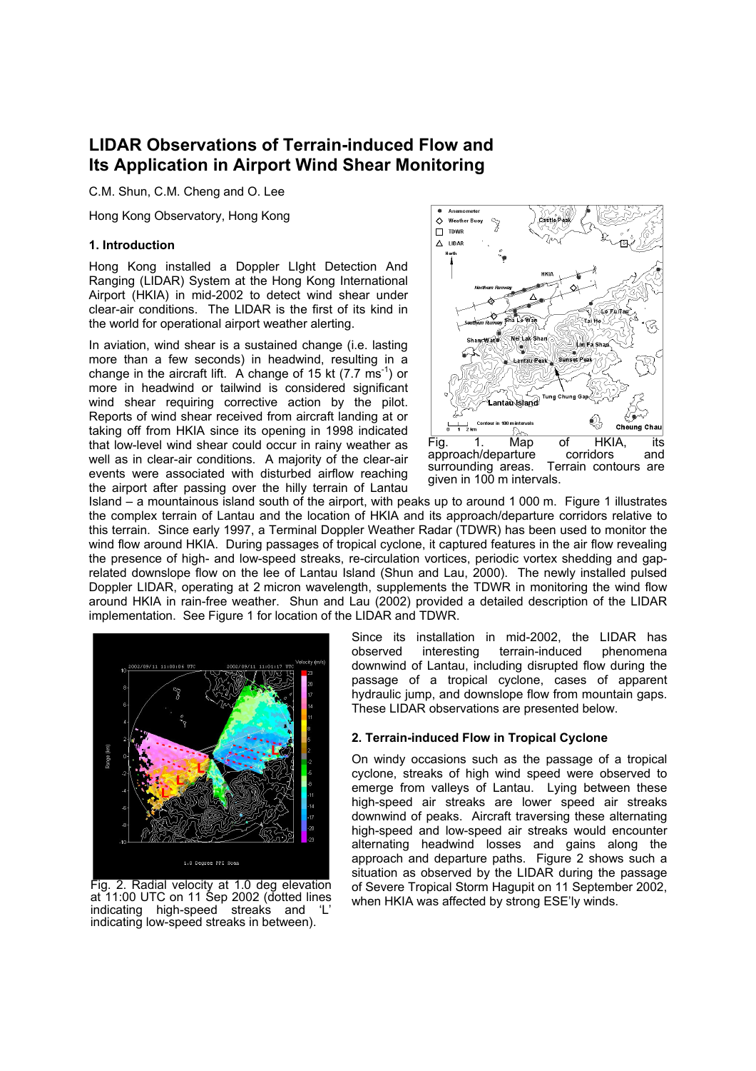# LIDAR Observations of Terrain-induced Flow and Its Application in Airport Wind Shear Monitoring

C.M. Shun, C.M. Cheng and O. Lee

Hong Kong Observatory, Hong Kong

## 1. Introduction

Hong Kong installed a Doppler LIght Detection And Ranging (LIDAR) System at the Hong Kong International Airport (HKIA) in mid-2002 to detect wind shear under clear-air conditions. The LIDAR is the first of its kind in the world for operational airport weather alerting.

In aviation, wind shear is a sustained change (i.e. lasting more than a few seconds) in headwind, resulting in a change in the aircraft lift. A change of 15 kt (7.7 $ms^{-1}$) or more in headwind or tailwind is considered significant wind shear requiring corrective action by the pilot. Reports of wind shear received from aircraft landing at or taking off from HKIA since its opening in 1998 indicated that low-level wind shear could occur in rainy weather as well as in clear-air conditions. A majority of the clear-air events were associated with disturbed airflow reaching the airport after passing over the hilly terrain of Lantau Island – a mountainous island south of the airport, with peaks up to around 1 000 m. Figure 1 illustrates the complex terrain of Lantau and the location of HKIA and its approach/departure corridors relative to this terrain. Since early 1997, a Terminal Doppler Weather Radar (TDWR) has been used to monitor the wind flow around HKIA. During passages of tropical cyclone, it captured features in the air flow revealing the presence of high- and low-speed streaks, re-circulation vortices, periodic vortex shedding and gap-related downslope flow on the lee of Lantau Island (Shun and Lau, 2000). The newly installed pulsed Doppler LIDAR, operating at 2 micron wavelength, supplements the TDWR in monitoring the wind flow around HKIA in rain-free weather. Shun and Lau (2002) provided a detailed description of the LIDAR implementation. See Figure 1 for location of the LIDAR and TDWR.

Fig. 1. Map of HKIA, its approach/departure corridors and surrounding areas. Terrain contours are given in 100 m intervals.

Since its installation in mid-2002, the LIDAR has observed interesting terrain-induced phenomena downwind of Lantau, including disrupted flow during the passage of a tropical cyclone, cases of apparent hydraulic jump, and downslope flow from mountain gaps. These LIDAR observations are presented below.

## 2. Terrain-induced Flow in Tropical Cyclone

On windy occasions such as the passage of a tropical cyclone, streaks of high wind speed were observed to emerge from valleys of Lantau. Lying between these high-speed air streaks are lower speed air streaks downwind of peaks. Aircraft traversing these alternating high-speed and low-speed air streaks would encounter alternating headwind losses and gains along the approach and departure paths. Figure 2 shows such a situation as observed by the LIDAR during the passage of Severe Tropical Storm Hagupit on 11 September 2002, when HKIA was affected by strong ESE'ly winds.

Fig. 2. Radial velocity at 1.0 deg elevation at 11:00 UTC on 11 Sep 2002 (dotted lines indicating high-speed streaks and 'L' indicating low-speed streaks in between).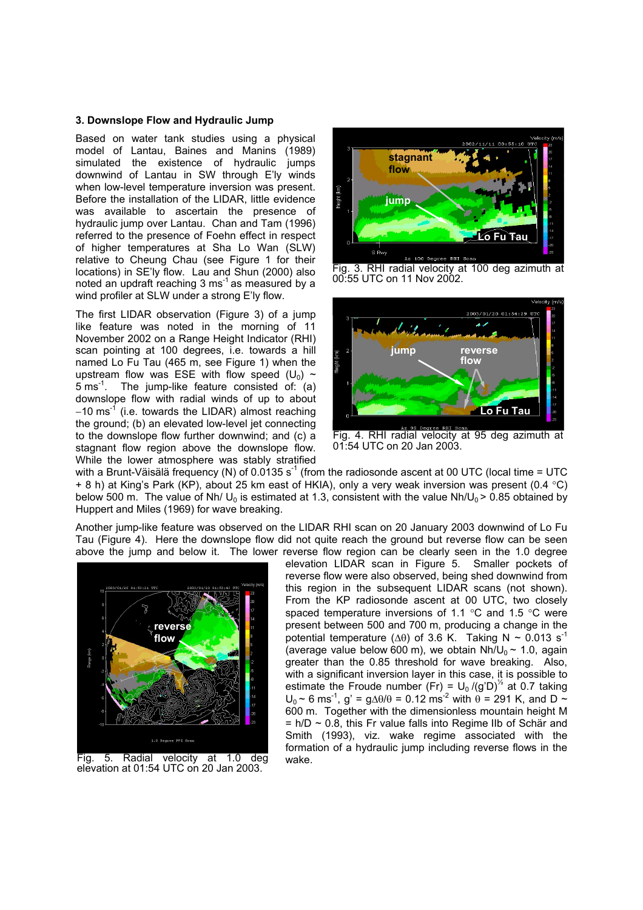### 3. Downslope Flow and Hydraulic Jump

Based on water tank studies using a physical model of Lantau, Baines and Manins (1989) simulated the existence of hydraulic jumps downwind of Lantau in SW through E'ly winds when low-level temperature inversion was present. Before the installation of the LIDAR, little evidence was available to ascertain the presence of hydraulic jump over Lantau. Chan and Tam (1996) referred to the presence of Foehn effect in respect of higher temperatures at Sha Lo Wan (SLW) relative to Cheung Chau (see Figure 1 for their locations) in SE'ly flow. Lau and Shun (2000) also noted an updraft reaching 3 $ms^{-1}$ as measured by a wind profiler at SLW under a strong E'ly flow.

The first LIDAR observation (Figure 3) of a jump like feature was noted in the morning of 11 November 2002 on a Range Height Indicator (RHI) scan pointing at 100 degrees, i.e. towards a hill named Lo Fu Tau (465 m, see Figure 1) when the upstream flow was ESE with flow speed ($U_0$) ~ 5 $ms^{-1}$. The jump-like feature consisted of: (a) downslope flow with radial winds of up to about −10 $ms^{-1}$ (i.e. towards the LIDAR) almost reaching the ground; (b) an elevated low-level jet connecting to the downslope flow further downwind; and (c) a stagnant flow region above the downslope flow. While the lower atmosphere was stably stratified with a Brunt-Väisälä frequency (N) of 0.0135 $s^{-1}$ (from the radiosonde ascent at 00 UTC (local time = UTC + 8 h) at King's Park (KP), about 25 km east of HKIA), only a very weak inversion was present (0.4 °C) below 500 m. The value of $Nh/U_0$ is estimated at 1.3, consistent with the value $Nh/U_0 > 0.85$ obtained by Huppert and Miles (1969) for wave breaking.

Fig. 3. RHI radial velocity at 100 deg azimuth at 00:55 UTC on 11 Nov 2002.

Fig. 4. RHI radial velocity at 95 deg azimuth at 01:54 UTC on 20 Jan 2003.

Another jump-like feature was observed on the LIDAR RHI scan on 20 January 2003 downwind of Lo Fu Tau (Figure 4). Here the downslope flow did not quite reach the ground but reverse flow can be seen above the jump and below it. The lower reverse flow region can be clearly seen in the 1.0 degree elevation LIDAR scan in Figure 5. Smaller pockets of reverse flow were also observed, being shed downwind from this region in the subsequent LIDAR scans (not shown). From the KP radiosonde ascent at 00 UTC, two closely spaced temperature inversions of 1.1 °C and 1.5 °C were present between 500 and 700 m, producing a change in the potential temperature ($\Delta\theta$) of 3.6 K. Taking N ~ 0.013 $s^{-1}$ (average value below 600 m), we obtain $Nh/U_0$ ~ 1.0, again greater than the 0.85 threshold for wave breaking. Also, with a significant inversion layer in this case, it is possible to estimate the Froude number (Fr) = $U_0/(g'D)^{1/2}$ at 0.7 taking $U_0$ ~ 6 $ms^{-1}$, $g' = g\Delta\theta/\theta = 0.12$ $ms^{-2}$ with $\theta$ = 291 K, and D ~ 600 m. Together with the dimensionless mountain height M = h/D ~ 0.8, this Fr value falls into Regime IIb of Schär and Smith (1993), viz. wake regime associated with the formation of a hydraulic jump including reverse flows in the wake.

Fig. 5. Radial velocity at 1.0 deg elevation at 01:54 UTC on 20 Jan 2003.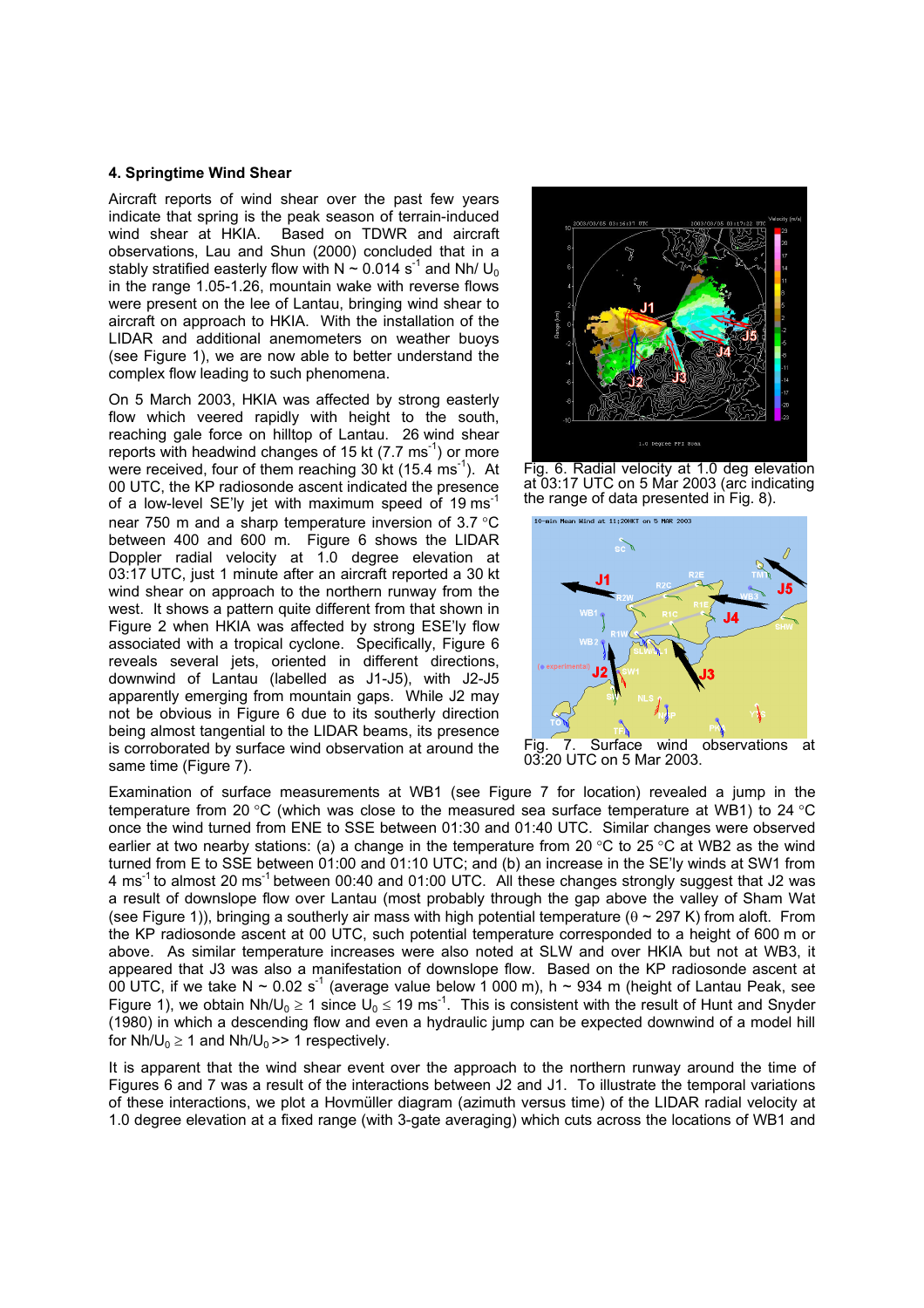### 4. Springtime Wind Shear

Aircraft reports of wind shear over the past few years indicate that spring is the peak season of terrain-induced wind shear at HKIA. Based on TDWR and aircraft observations, Lau and Shun (2000) concluded that in a stably stratified easterly flow with N ~ 0.014 $s^{-1}$ and $Nh/U_0$ in the range 1.05-1.26, mountain wake with reverse flows were present on the lee of Lantau, bringing wind shear to aircraft on approach to HKIA. With the installation of the LIDAR and additional anemometers on weather buoys (see Figure 1), we are now able to better understand the complex flow leading to such phenomena.

On 5 March 2003, HKIA was affected by strong easterly flow which veered rapidly with height to the south, reaching gale force on hilltop of Lantau. 26 wind shear reports with headwind changes of 15 kt (7.7 $ms^{-1}$) or more were received, four of them reaching 30 kt (15.4 $ms^{-1}$). At 00 UTC, the KP radiosonde ascent indicated the presence of a low-level SE'ly jet with maximum speed of 19 $ms^{-1}$ near 750 m and a sharp temperature inversion of 3.7 °C between 400 and 600 m. Figure 6 shows the LIDAR Doppler radial velocity at 1.0 degree elevation at 03:17 UTC, just 1 minute after an aircraft reported a 30 kt wind shear on approach to the northern runway from the west. It shows a pattern quite different from that shown in Figure 2 when HKIA was affected by strong ESE'ly flow associated with a tropical cyclone. Specifically, Figure 6 reveals several jets, oriented in different directions, downwind of Lantau (labelled as J1-J5), with J2-J5 apparently emerging from mountain gaps. While J2 may not be obvious in Figure 6 due to its southerly direction being almost tangential to the LIDAR beams, its presence is corroborated by surface wind observation at around the same time (Figure 7).

Fig. 6. Radial velocity at 1.0 deg elevation at 03:17 UTC on 5 Mar 2003 (arc indicating the range of data presented in Fig. 8).

Fig. 7. Surface wind observations at 03:20 UTC on 5 Mar 2003.

Examination of surface measurements at WB1 (see Figure 7 for location) revealed a jump in the temperature from 20 °C (which was close to the measured sea surface temperature at WB1) to 24 °C once the wind turned from ENE to SSE between 01:30 and 01:40 UTC. Similar changes were observed earlier at two nearby stations: (a) a change in the temperature from 20 °C to 25 °C at WB2 as the wind turned from E to SSE between 01:00 and 01:10 UTC; and (b) an increase in the SE'ly winds at SW1 from 4 $ms^{-1}$ to almost 20 $ms^{-1}$ between 00:40 and 01:00 UTC. All these changes strongly suggest that J2 was a result of downslope flow over Lantau (most probably through the gap above the valley of Sham Wat (see Figure 1)), bringing a southerly air mass with high potential temperature ($\theta$ ~ 297 K) from aloft. From the KP radiosonde ascent at 00 UTC, such potential temperature corresponded to a height of 600 m or above. As similar temperature increases were also noted at SLW and over HKIA but not at WB3, it appeared that J3 was also a manifestation of downslope flow. Based on the KP radiosonde ascent at 00 UTC, if we take N ~ 0.02 $s^{-1}$ (average value below 1 000 m), h ~ 934 m (height of Lantau Peak, see Figure 1), we obtain $Nh/U_0 \geq 1$ since $U_0 \leq 19$ $ms^{-1}$. This is consistent with the result of Hunt and Snyder (1980) in which a descending flow and even a hydraulic jump can be expected downwind of a model hill for $Nh/U_0 \geq 1$ and $Nh/U_0 >> 1$ respectively.

It is apparent that the wind shear event over the approach to the northern runway around the time of Figures 6 and 7 was a result of the interactions between J2 and J1. To illustrate the temporal variations of these interactions, we plot a Hovmüller diagram (azimuth versus time) of the LIDAR radial velocity at 1.0 degree elevation at a fixed range (with 3-gate averaging) which cuts across the locations of WB1 and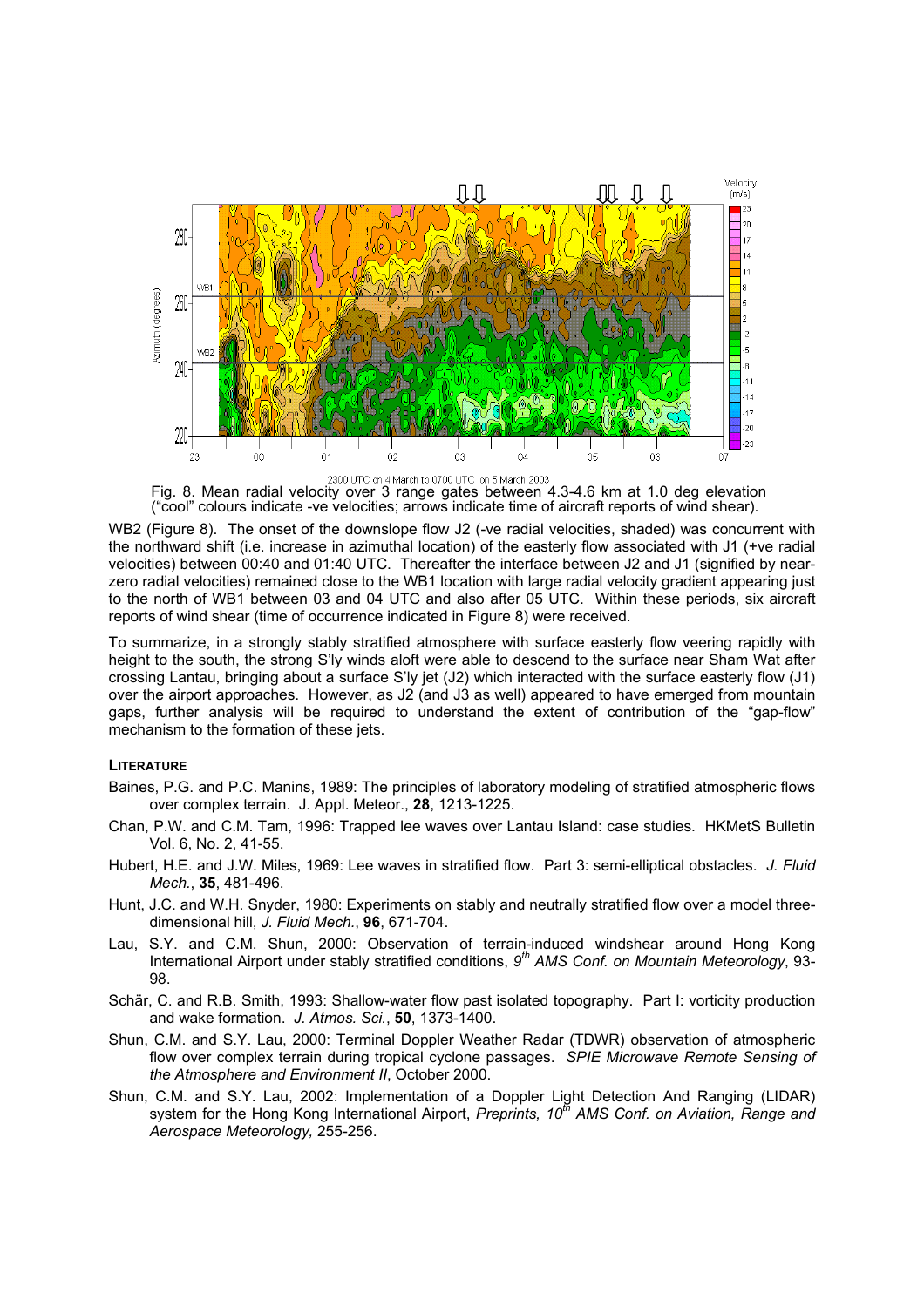Velocity (m/s)

23
20
17
14
11
8
5
2
-2
-5
-8
-11
-14
-17
-20
-23

Azimuth (degrees)

280
260
240
220

WB1
WB2

23
00
01
02
03
04
05
06
07

2300 UTC on 4 March to 0700 UTC on 5 March 2003

Fig. 8. Mean radial velocity over 3 range gates between 4.3-4.6 km at 1.0 deg elevation ("cool" colours indicate -ve velocities; arrows indicate time of aircraft reports of wind shear).

WB2 (Figure 8). The onset of the downslope flow J2 (-ve radial velocities, shaded) was concurrent with the northward shift (i.e. increase in azimuthal location) of the easterly flow associated with J1 (+ve radial velocities) between 00:40 and 01:40 UTC. Thereafter the interface between J2 and J1 (signified by near-zero radial velocities) remained close to the WB1 location with large radial velocity gradient appearing just to the north of WB1 between 03 and 04 UTC and also after 05 UTC. Within these periods, six aircraft reports of wind shear (time of occurrence indicated in Figure 8) were received.

To summarize, in a strongly stably stratified atmosphere with surface easterly flow veering rapidly with height to the south, the strong S'ly winds aloft were able to descend to the surface near Sham Wat after crossing Lantau, bringing about a surface S'ly jet (J2) which interacted with the surface easterly flow (J1) over the airport approaches. However, as J2 (and J3 as well) appeared to have emerged from mountain gaps, further analysis will be required to understand the extent of contribution of the "gap-flow" mechanism to the formation of these jets.

## LITERATURE

Baines, P.G. and P.C. Manins, 1989: The principles of laboratory modeling of stratified atmospheric flows over complex terrain. J. Appl. Meteor., **28**, 1213-1225.

Chan, P.W. and C.M. Tam, 1996: Trapped lee waves over Lantau Island: case studies. HKMetS Bulletin Vol. 6, No. 2, 41-55.

Hubert, H.E. and J.W. Miles, 1969: Lee waves in stratified flow. Part 3: semi-elliptical obstacles. *J. Fluid Mech.*, **35**, 481-496.

Hunt, J.C. and W.H. Snyder, 1980: Experiments on stably and neutrally stratified flow over a model three-dimensional hill, *J. Fluid Mech.*, **96**, 671-704.

Lau, S.Y. and C.M. Shun, 2000: Observation of terrain-induced windshear around Hong Kong International Airport under stably stratified conditions, *9th AMS Conf. on Mountain Meteorology*, 93-98.

Schär, C. and R.B. Smith, 1993: Shallow-water flow past isolated topography. Part I: vorticity production and wake formation. *J. Atmos. Sci.*, **50**, 1373-1400.

Shun, C.M. and S.Y. Lau, 2000: Terminal Doppler Weather Radar (TDWR) observation of atmospheric flow over complex terrain during tropical cyclone passages. *SPIE Microwave Remote Sensing of the Atmosphere and Environment II*, October 2000.

Shun, C.M. and S.Y. Lau, 2002: Implementation of a Doppler Light Detection And Ranging (LIDAR) system for the Hong Kong International Airport, *Preprints, 10th AMS Conf. on Aviation, Range and Aerospace Meteorology,* 255-256.